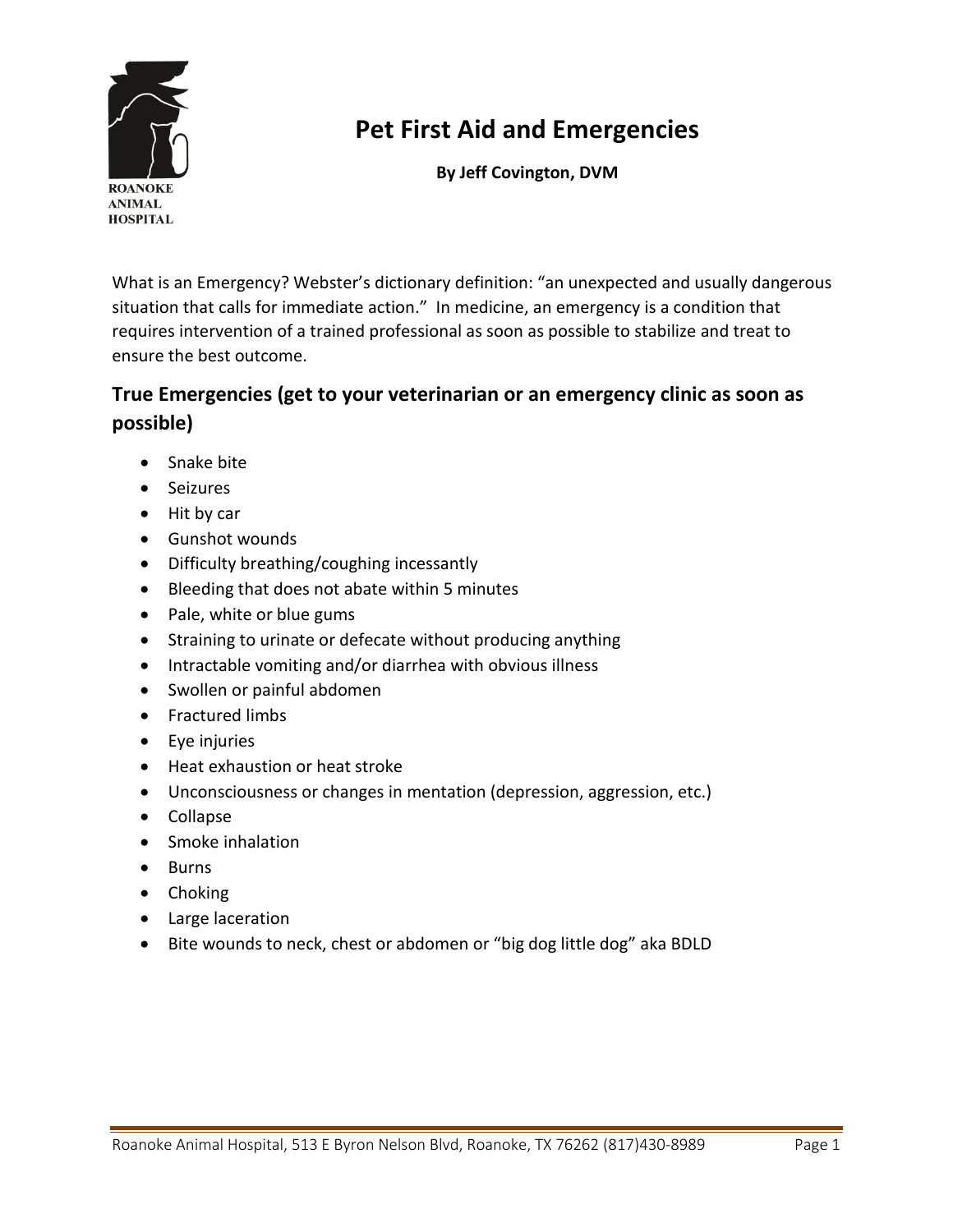# Pet First Aid and Emergencies

**By Jeff Covington, DVM**

What is an Emergency? Webster's dictionary definition: "an unexpected and usually dangerous situation that calls for immediate action." In medicine, an emergency is a condition that requires intervention of a trained professional as soon as possible to stabilize and treat to ensure the best outcome.

## True Emergencies (get to your veterinarian or an emergency clinic as soon as possible)

- Snake bite
- Seizures
- Hit by car
- Gunshot wounds
- Difficulty breathing/coughing incessantly
- Bleeding that does not abate within 5 minutes
- Pale, white or blue gums
- Straining to urinate or defecate without producing anything
- Intractable vomiting and/or diarrhea with obvious illness
- Swollen or painful abdomen
- Fractured limbs
- Eye injuries
- Heat exhaustion or heat stroke
- Unconsciousness or changes in mentation (depression, aggression, etc.)
- Collapse
- Smoke inhalation
- Burns
- Choking
- Large laceration
- Bite wounds to neck, chest or abdomen or "big dog little dog" aka BDLD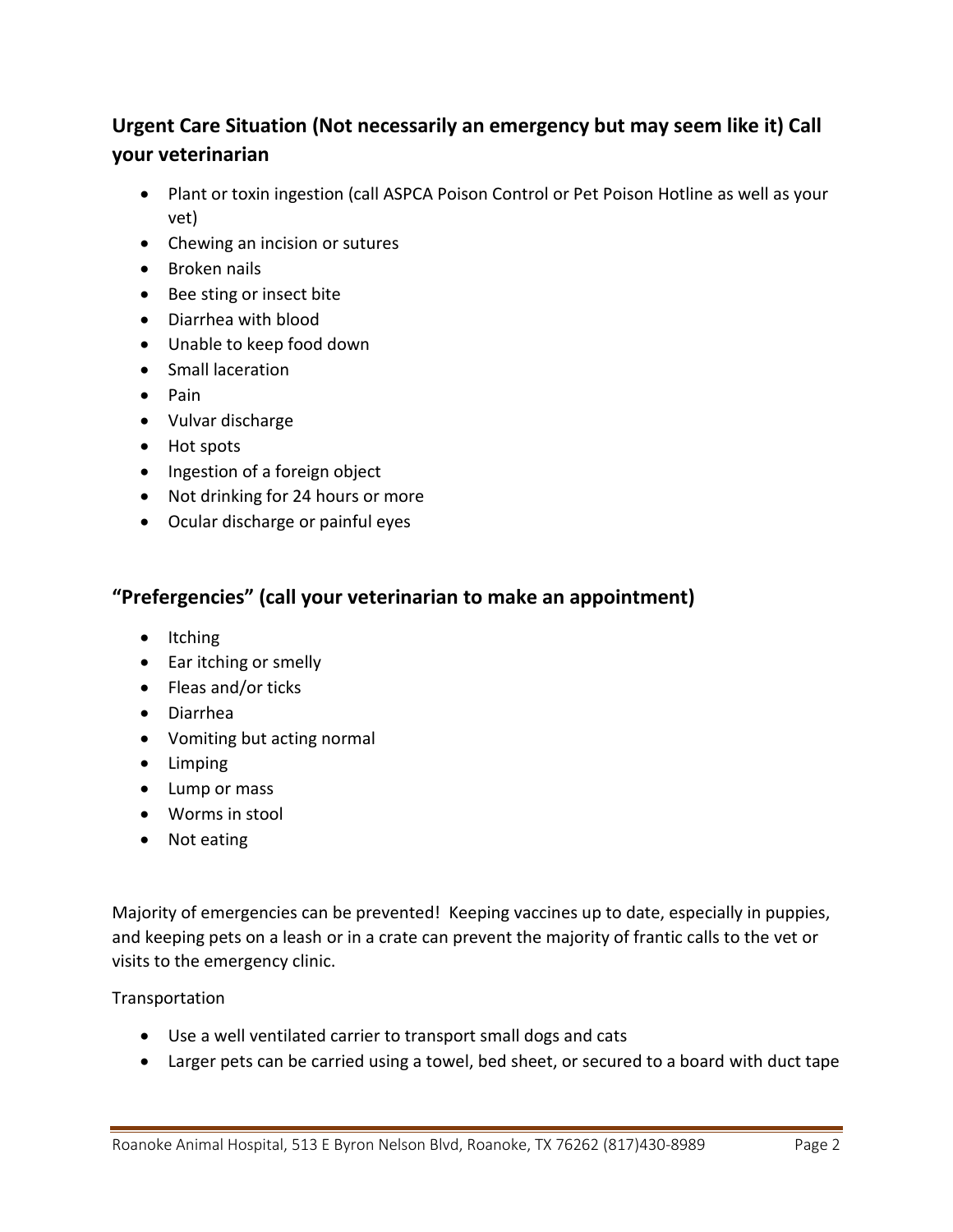## Urgent Care Situation (Not necessarily an emergency but may seem like it) Call your veterinarian

- Plant or toxin ingestion (call ASPCA Poison Control or Pet Poison Hotline as well as your vet)
- Chewing an incision or sutures
- Broken nails
- Bee sting or insect bite
- Diarrhea with blood
- Unable to keep food down
- Small laceration
- Pain
- Vulvar discharge
- Hot spots
- Ingestion of a foreign object
- Not drinking for 24 hours or more
- Ocular discharge or painful eyes

## "Prefergencies" (call your veterinarian to make an appointment)

- Itching
- Ear itching or smelly
- Fleas and/or ticks
- Diarrhea
- Vomiting but acting normal
- Limping
- Lump or mass
- Worms in stool
- Not eating

Majority of emergencies can be prevented! Keeping vaccines up to date, especially in puppies, and keeping pets on a leash or in a crate can prevent the majority of frantic calls to the vet or visits to the emergency clinic.

Transportation

- Use a well ventilated carrier to transport small dogs and cats
- Larger pets can be carried using a towel, bed sheet, or secured to a board with duct tape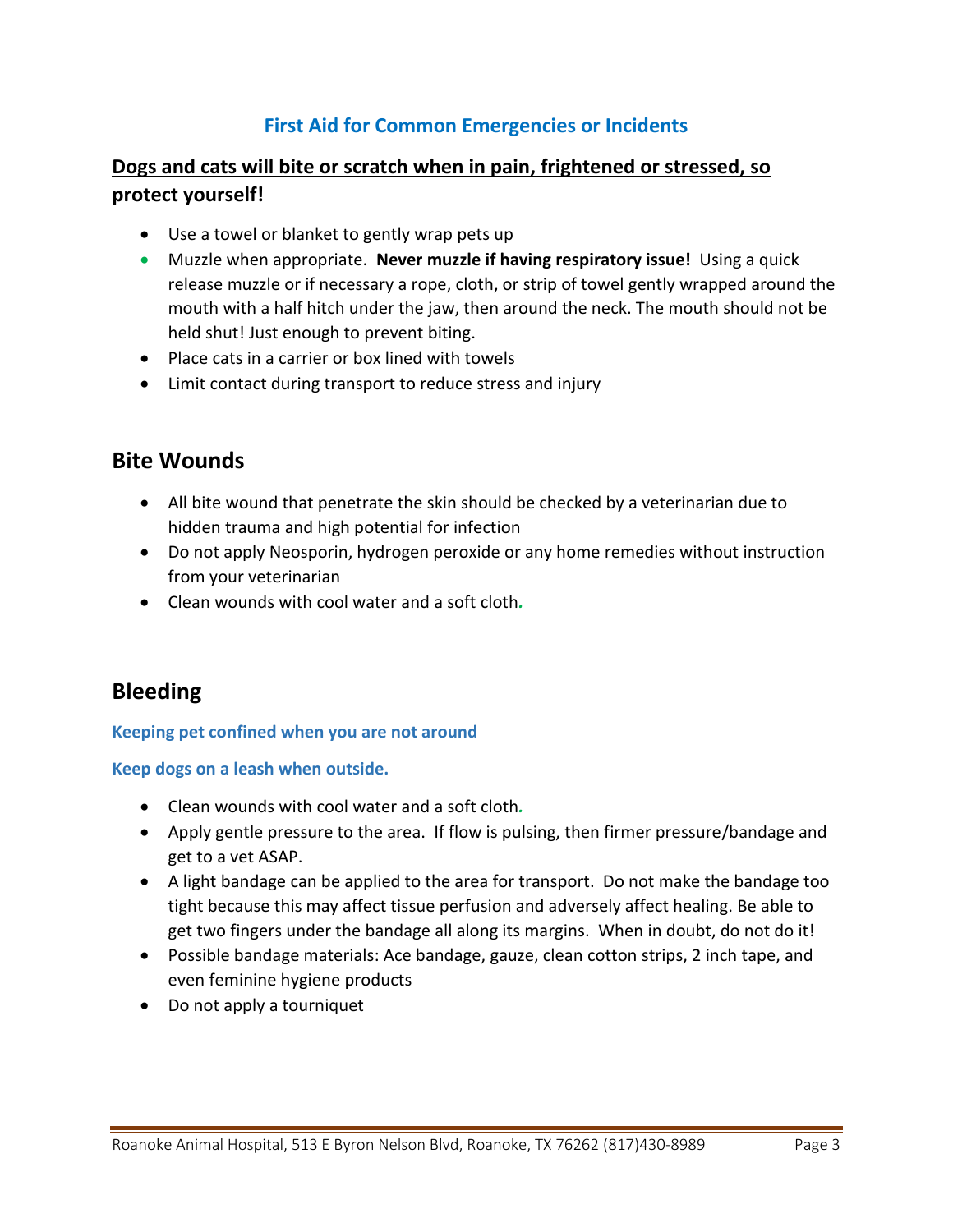## First Aid for Common Emergencies or Incidents

**Dogs and cats will bite or scratch when in pain, frightened or stressed, so protect yourself!**

- Use a towel or blanket to gently wrap pets up
- Muzzle when appropriate. **Never muzzle if having respiratory issue!** Using a quick release muzzle or if necessary a rope, cloth, or strip of towel gently wrapped around the mouth with a half hitch under the jaw, then around the neck. The mouth should not be held shut! Just enough to prevent biting.
- Place cats in a carrier or box lined with towels
- Limit contact during transport to reduce stress and injury

## Bite Wounds

- All bite wound that penetrate the skin should be checked by a veterinarian due to hidden trauma and high potential for infection
- Do not apply Neosporin, hydrogen peroxide or any home remedies without instruction from your veterinarian
- Clean wounds with cool water and a soft cloth.

## Bleeding

**Keeping pet confined when you are not around**

**Keep dogs on a leash when outside.**

- Clean wounds with cool water and a soft cloth.
- Apply gentle pressure to the area. If flow is pulsing, then firmer pressure/bandage and get to a vet ASAP.
- A light bandage can be applied to the area for transport. Do not make the bandage too tight because this may affect tissue perfusion and adversely affect healing. Be able to get two fingers under the bandage all along its margins. When in doubt, do not do it!
- Possible bandage materials: Ace bandage, gauze, clean cotton strips, 2 inch tape, and even feminine hygiene products
- Do not apply a tourniquet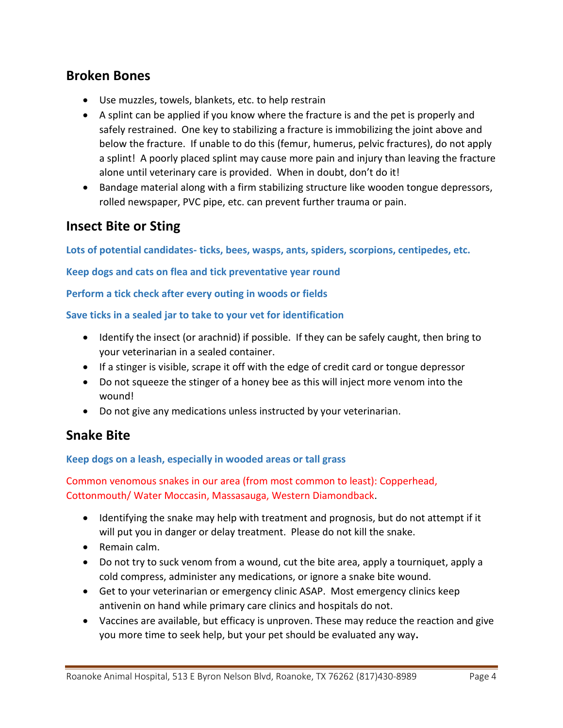## Broken Bones

- Use muzzles, towels, blankets, etc. to help restrain
- A splint can be applied if you know where the fracture is and the pet is properly and safely restrained. One key to stabilizing a fracture is immobilizing the joint above and below the fracture. If unable to do this (femur, humerus, pelvic fractures), do not apply a splint! A poorly placed splint may cause more pain and injury than leaving the fracture alone until veterinary care is provided. When in doubt, don't do it!
- Bandage material along with a firm stabilizing structure like wooden tongue depressors, rolled newspaper, PVC pipe, etc. can prevent further trauma or pain.

## Insect Bite or Sting

**Lots of potential candidates- ticks, bees, wasps, ants, spiders, scorpions, centipedes, etc.**

**Keep dogs and cats on flea and tick preventative year round**

**Perform a tick check after every outing in woods or fields**

**Save ticks in a sealed jar to take to your vet for identification**

- Identify the insect (or arachnid) if possible. If they can be safely caught, then bring to your veterinarian in a sealed container.
- If a stinger is visible, scrape it off with the edge of credit card or tongue depressor
- Do not squeeze the stinger of a honey bee as this will inject more venom into the wound!
- Do not give any medications unless instructed by your veterinarian.

## Snake Bite

**Keep dogs on a leash, especially in wooded areas or tall grass**

Common venomous snakes in our area (from most common to least): Copperhead, Cottonmouth/ Water Moccasin, Massasauga, Western Diamondback.

- Identifying the snake may help with treatment and prognosis, but do not attempt if it will put you in danger or delay treatment. Please do not kill the snake.
- Remain calm.
- Do not try to suck venom from a wound, cut the bite area, apply a tourniquet, apply a cold compress, administer any medications, or ignore a snake bite wound.
- Get to your veterinarian or emergency clinic ASAP. Most emergency clinics keep antivenin on hand while primary care clinics and hospitals do not.
- Vaccines are available, but efficacy is unproven. These may reduce the reaction and give you more time to seek help, but your pet should be evaluated any way.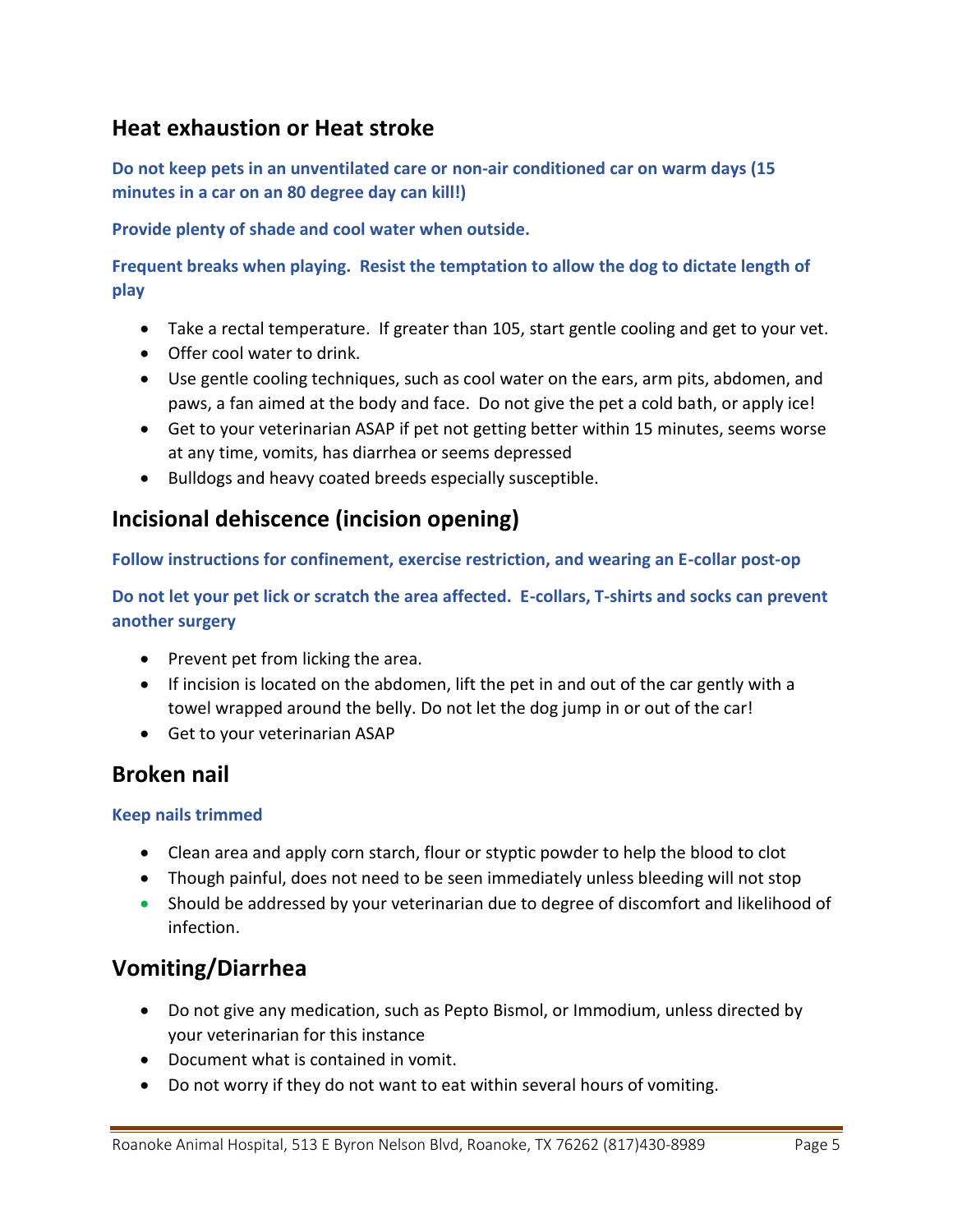## Heat exhaustion or Heat stroke

**Do not keep pets in an unventilated care or non-air conditioned car on warm days (15 minutes in a car on an 80 degree day can kill!)**

**Provide plenty of shade and cool water when outside.**

**Frequent breaks when playing. Resist the temptation to allow the dog to dictate length of play**

- Take a rectal temperature. If greater than 105, start gentle cooling and get to your vet.
- Offer cool water to drink.
- Use gentle cooling techniques, such as cool water on the ears, arm pits, abdomen, and paws, a fan aimed at the body and face. Do not give the pet a cold bath, or apply ice!
- Get to your veterinarian ASAP if pet not getting better within 15 minutes, seems worse at any time, vomits, has diarrhea or seems depressed
- Bulldogs and heavy coated breeds especially susceptible.

## Incisional dehiscence (incision opening)

**Follow instructions for confinement, exercise restriction, and wearing an E-collar post-op**

**Do not let your pet lick or scratch the area affected. E-collars, T-shirts and socks can prevent another surgery**

- Prevent pet from licking the area.
- If incision is located on the abdomen, lift the pet in and out of the car gently with a towel wrapped around the belly. Do not let the dog jump in or out of the car!
- Get to your veterinarian ASAP

## Broken nail

**Keep nails trimmed**

- Clean area and apply corn starch, flour or styptic powder to help the blood to clot
- Though painful, does not need to be seen immediately unless bleeding will not stop
- Should be addressed by your veterinarian due to degree of discomfort and likelihood of infection.

## Vomiting/Diarrhea

- Do not give any medication, such as Pepto Bismol, or Immodium, unless directed by your veterinarian for this instance
- Document what is contained in vomit.
- Do not worry if they do not want to eat within several hours of vomiting.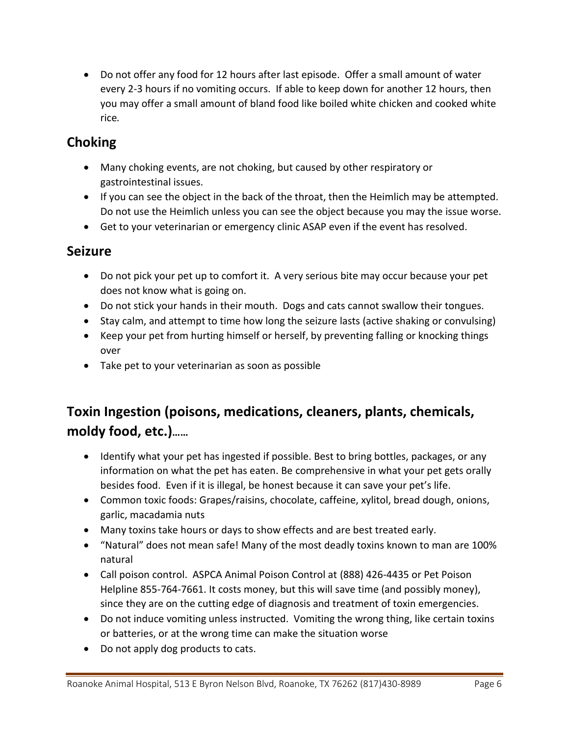- Do not offer any food for 12 hours after last episode. Offer a small amount of water every 2-3 hours if no vomiting occurs. If able to keep down for another 12 hours, then you may offer a small amount of bland food like boiled white chicken and cooked white rice.

## Choking

- Many choking events, are not choking, but caused by other respiratory or gastrointestinal issues.
- If you can see the object in the back of the throat, then the Heimlich may be attempted. Do not use the Heimlich unless you can see the object because you may the issue worse.
- Get to your veterinarian or emergency clinic ASAP even if the event has resolved.

## Seizure

- Do not pick your pet up to comfort it. A very serious bite may occur because your pet does not know what is going on.
- Do not stick your hands in their mouth. Dogs and cats cannot swallow their tongues.
- Stay calm, and attempt to time how long the seizure lasts (active shaking or convulsing)
- Keep your pet from hurting himself or herself, by preventing falling or knocking things over
- Take pet to your veterinarian as soon as possible

## Toxin Ingestion (poisons, medications, cleaners, plants, chemicals, moldy food, etc.)……

- Identify what your pet has ingested if possible. Best to bring bottles, packages, or any information on what the pet has eaten. Be comprehensive in what your pet gets orally besides food. Even if it is illegal, be honest because it can save your pet's life.
- Common toxic foods: Grapes/raisins, chocolate, caffeine, xylitol, bread dough, onions, garlic, macadamia nuts
- Many toxins take hours or days to show effects and are best treated early.
- "Natural" does not mean safe! Many of the most deadly toxins known to man are 100% natural
- Call poison control. ASPCA Animal Poison Control at (888) 426-4435 or Pet Poison Helpline 855-764-7661. It costs money, but this will save time (and possibly money), since they are on the cutting edge of diagnosis and treatment of toxin emergencies.
- Do not induce vomiting unless instructed. Vomiting the wrong thing, like certain toxins or batteries, or at the wrong time can make the situation worse
- Do not apply dog products to cats.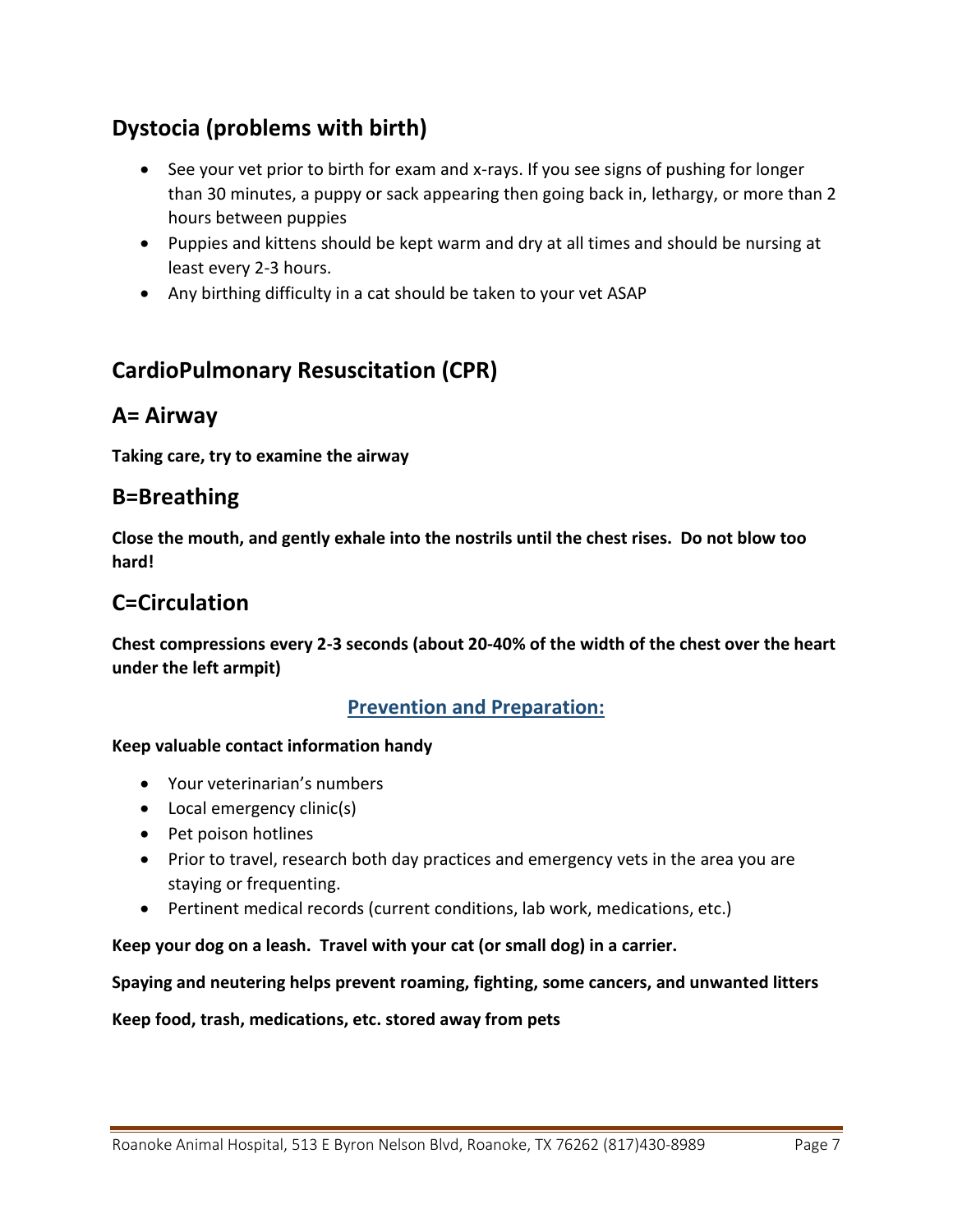## Dystocia (problems with birth)

- See your vet prior to birth for exam and x-rays. If you see signs of pushing for longer than 30 minutes, a puppy or sack appearing then going back in, lethargy, or more than 2 hours between puppies
- Puppies and kittens should be kept warm and dry at all times and should be nursing at least every 2-3 hours.
- Any birthing difficulty in a cat should be taken to your vet ASAP

## CardioPulmonary Resuscitation (CPR)

## A= Airway

**Taking care, try to examine the airway**

## B=Breathing

**Close the mouth, and gently exhale into the nostrils until the chest rises. Do not blow too hard!**

## C=Circulation

**Chest compressions every 2-3 seconds (about 20-40% of the width of the chest over the heart under the left armpit)**

### Prevention and Preparation:

**Keep valuable contact information handy**

- Your veterinarian's numbers
- Local emergency clinic(s)
- Pet poison hotlines
- Prior to travel, research both day practices and emergency vets in the area you are staying or frequenting.
- Pertinent medical records (current conditions, lab work, medications, etc.)

**Keep your dog on a leash. Travel with your cat (or small dog) in a carrier.**

**Spaying and neutering helps prevent roaming, fighting, some cancers, and unwanted litters**

**Keep food, trash, medications, etc. stored away from pets**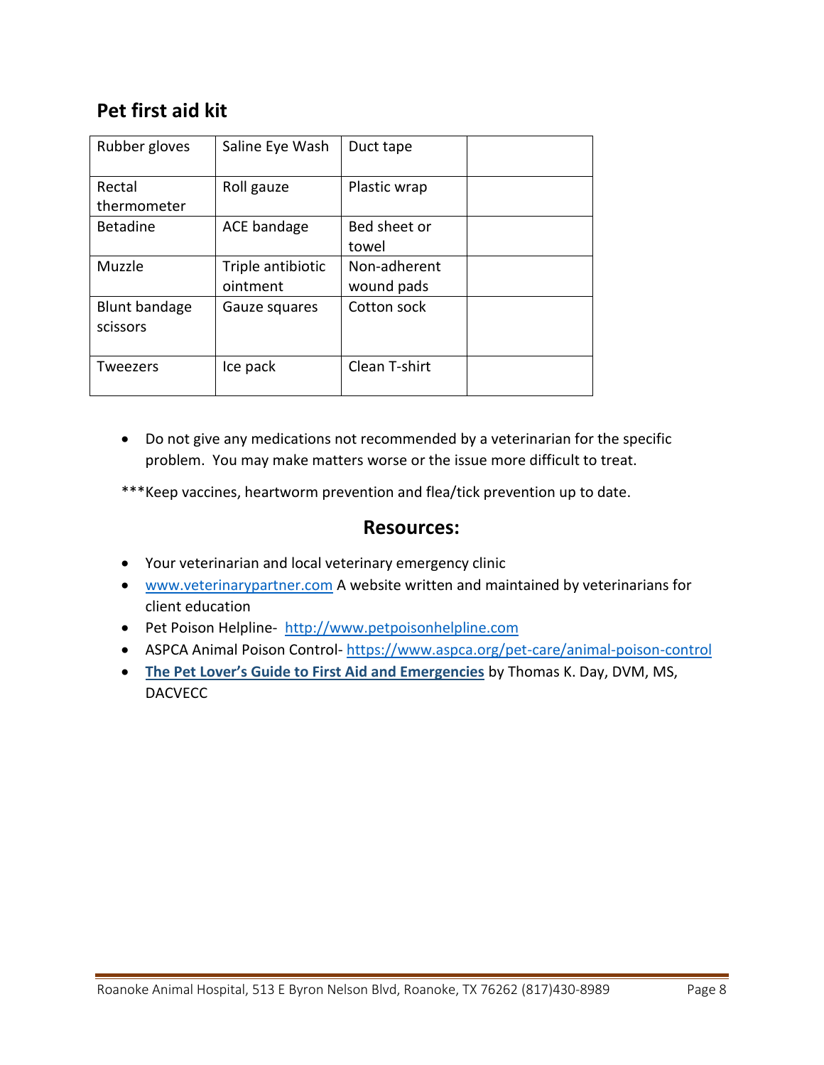## Pet first aid kit

| | | | |
|---|---|---|---|
| Rubber gloves | Saline Eye Wash | Duct tape | |
| Rectal thermometer | Roll gauze | Plastic wrap | |
| Betadine | ACE bandage | Bed sheet or towel | |
| Muzzle | Triple antibiotic ointment | Non-adherent wound pads | |
| Blunt bandage scissors | Gauze squares | Cotton sock | |
| Tweezers | Ice pack | Clean T-shirt | |

- Do not give any medications not recommended by a veterinarian for the specific problem. You may make matters worse or the issue more difficult to treat.

***Keep vaccines, heartworm prevention and flea/tick prevention up to date.

## Resources:

- Your veterinarian and local veterinary emergency clinic
- www.veterinarypartner.com A website written and maintained by veterinarians for client education
- Pet Poison Helpline- http://www.petpoisonhelpline.com
- ASPCA Animal Poison Control- https://www.aspca.org/pet-care/animal-poison-control
- **The Pet Lover's Guide to First Aid and Emergencies** by Thomas K. Day, DVM, MS, DACVECC

Roanoke Animal Hospital, 513 E Byron Nelson Blvd, Roanoke, TX 76262 (817)430-8989